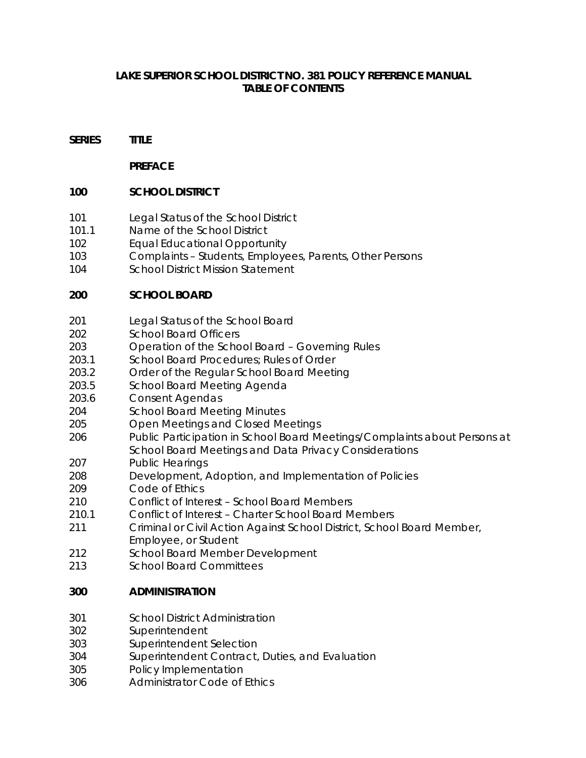# LAKE SUPERIOR SCHOOL DISTRICT NO. 381 POLICY REFERENCE MANUAL
## TABLE OF CONTENTS

| SERIES | TITLE |
|---|---|
| | **PREFACE** |
| **100** | **SCHOOL DISTRICT** |
| 101 | Legal Status of the School District |
| 101.1 | Name of the School District |
| 102 | Equal Educational Opportunity |
| 103 | Complaints – Students, Employees, Parents, Other Persons |
| 104 | School District Mission Statement |
| **200** | **SCHOOL BOARD** |
| 201 | Legal Status of the School Board |
| 202 | School Board Officers |
| 203 | Operation of the School Board – Governing Rules |
| 203.1 | School Board Procedures; Rules of Order |
| 203.2 | Order of the Regular School Board Meeting |
| 203.5 | School Board Meeting Agenda |
| 203.6 | Consent Agendas |
| 204 | School Board Meeting Minutes |
| 205 | Open Meetings and Closed Meetings |
| 206 | Public Participation in School Board Meetings/Complaints about Persons at School Board Meetings and Data Privacy Considerations |
| 207 | Public Hearings |
| 208 | Development, Adoption, and Implementation of Policies |
| 209 | Code of Ethics |
| 210 | Conflict of Interest – School Board Members |
| 210.1 | Conflict of Interest – Charter School Board Members |
| 211 | Criminal or Civil Action Against School District, School Board Member, Employee, or Student |
| 212 | School Board Member Development |
| 213 | School Board Committees |
| **300** | **ADMINISTRATION** |
| 301 | School District Administration |
| 302 | Superintendent |
| 303 | Superintendent Selection |
| 304 | Superintendent Contract, Duties, and Evaluation |
| 305 | Policy Implementation |
| 306 | Administrator Code of Ethics |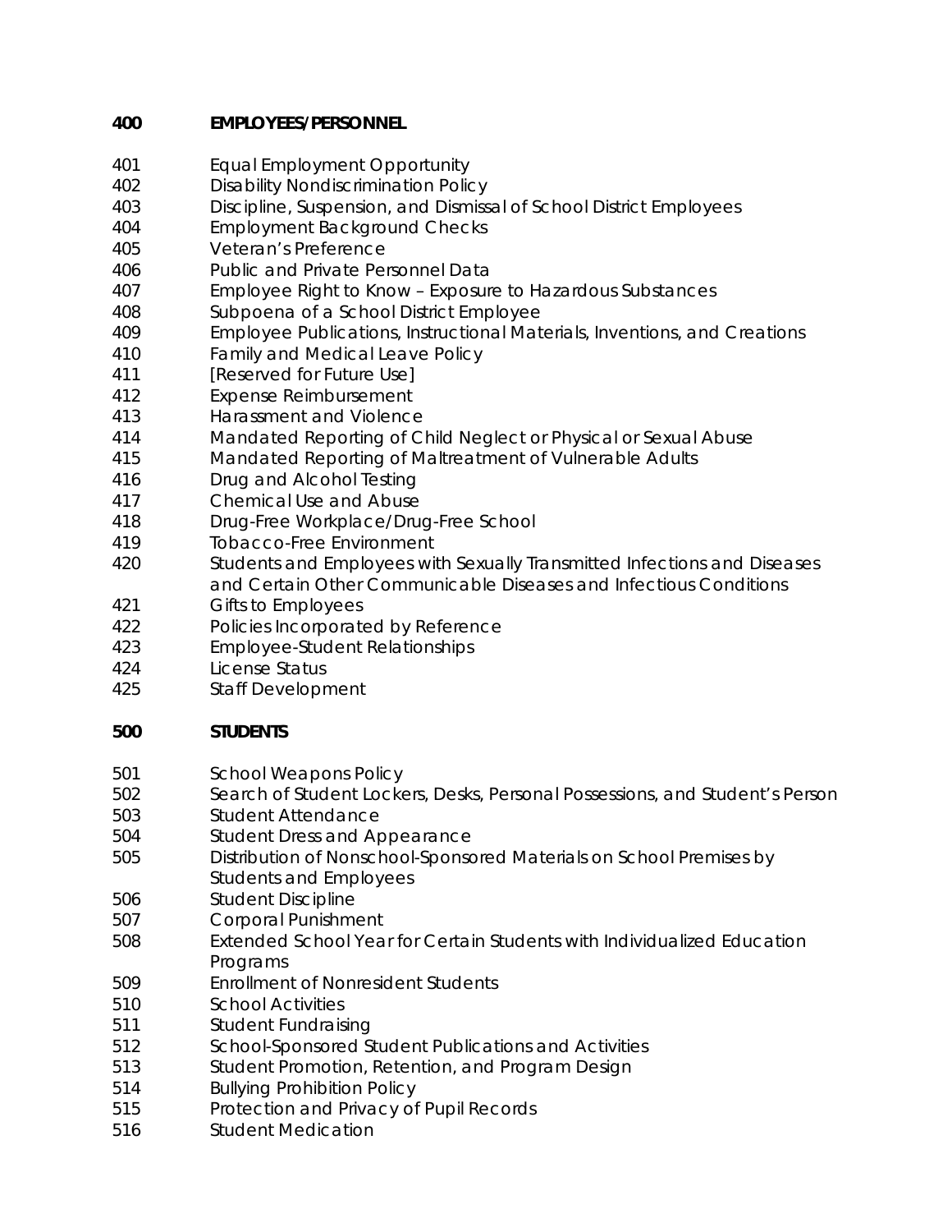## 400 EMPLOYEES/PERSONNEL

401 Equal Employment Opportunity
402 Disability Nondiscrimination Policy
403 Discipline, Suspension, and Dismissal of School District Employees
404 Employment Background Checks
405 Veteran's Preference
406 Public and Private Personnel Data
407 Employee Right to Know – Exposure to Hazardous Substances
408 Subpoena of a School District Employee
409 Employee Publications, Instructional Materials, Inventions, and Creations
410 Family and Medical Leave Policy
411 [Reserved for Future Use]
412 Expense Reimbursement
413 Harassment and Violence
414 Mandated Reporting of Child Neglect or Physical or Sexual Abuse
415 Mandated Reporting of Maltreatment of Vulnerable Adults
416 Drug and Alcohol Testing
417 Chemical Use and Abuse
418 Drug-Free Workplace/Drug-Free School
419 Tobacco-Free Environment
420 Students and Employees with Sexually Transmitted Infections and Diseases and Certain Other Communicable Diseases and Infectious Conditions
421 Gifts to Employees
422 Policies Incorporated by Reference
423 Employee-Student Relationships
424 License Status
425 Staff Development

## 500 STUDENTS

501 School Weapons Policy
502 Search of Student Lockers, Desks, Personal Possessions, and Student's Person
503 Student Attendance
504 Student Dress and Appearance
505 Distribution of Nonschool-Sponsored Materials on School Premises by Students and Employees
506 Student Discipline
507 Corporal Punishment
508 Extended School Year for Certain Students with Individualized Education Programs
509 Enrollment of Nonresident Students
510 School Activities
511 Student Fundraising
512 School-Sponsored Student Publications and Activities
513 Student Promotion, Retention, and Program Design
514 Bullying Prohibition Policy
515 Protection and Privacy of Pupil Records
516 Student Medication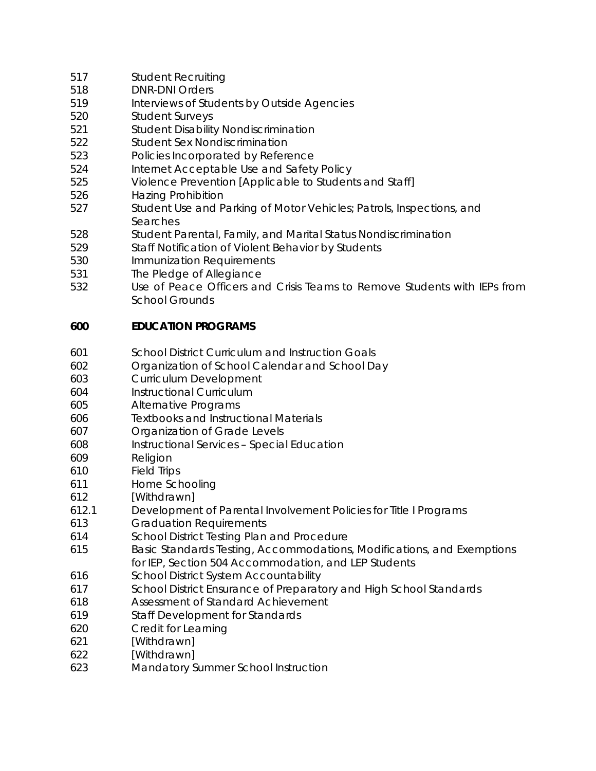517 Student Recruiting
518 DNR-DNI Orders
519 Interviews of Students by Outside Agencies
520 Student Surveys
521 Student Disability Nondiscrimination
522 Student Sex Nondiscrimination
523 Policies Incorporated by Reference
524 Internet Acceptable Use and Safety Policy
525 Violence Prevention [Applicable to Students and Staff]
526 Hazing Prohibition
527 Student Use and Parking of Motor Vehicles; Patrols, Inspections, and Searches
528 Student Parental, Family, and Marital Status Nondiscrimination
529 Staff Notification of Violent Behavior by Students
530 Immunization Requirements
531 The Pledge of Allegiance
532 Use of Peace Officers and Crisis Teams to Remove Students with IEPs from School Grounds

**600 EDUCATION PROGRAMS**

601 School District Curriculum and Instruction Goals
602 Organization of School Calendar and School Day
603 Curriculum Development
604 Instructional Curriculum
605 Alternative Programs
606 Textbooks and Instructional Materials
607 Organization of Grade Levels
608 Instructional Services – Special Education
609 Religion
610 Field Trips
611 Home Schooling
612 [Withdrawn]
612.1 Development of Parental Involvement Policies for Title I Programs
613 Graduation Requirements
614 School District Testing Plan and Procedure
615 Basic Standards Testing, Accommodations, Modifications, and Exemptions for IEP, Section 504 Accommodation, and LEP Students
616 School District System Accountability
617 School District Ensurance of Preparatory and High School Standards
618 Assessment of Standard Achievement
619 Staff Development for Standards
620 Credit for Learning
621 [Withdrawn]
622 [Withdrawn]
623 Mandatory Summer School Instruction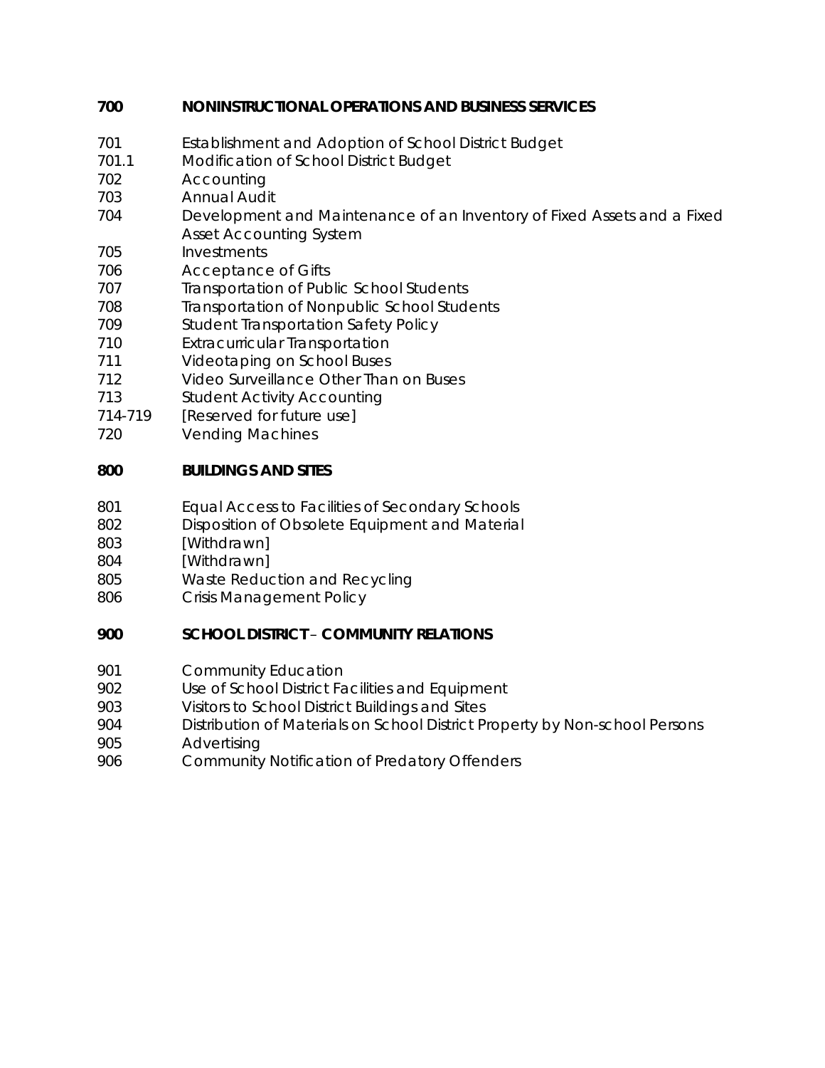## 700 NONINSTRUCTIONAL OPERATIONS AND BUSINESS SERVICES

| | |
|---|---|
| 701 | Establishment and Adoption of School District Budget |
| 701.1 | Modification of School District Budget |
| 702 | Accounting |
| 703 | Annual Audit |
| 704 | Development and Maintenance of an Inventory of Fixed Assets and a Fixed Asset Accounting System |
| 705 | Investments |
| 706 | Acceptance of Gifts |
| 707 | Transportation of Public School Students |
| 708 | Transportation of Nonpublic School Students |
| 709 | Student Transportation Safety Policy |
| 710 | Extracurricular Transportation |
| 711 | Videotaping on School Buses |
| 712 | Video Surveillance Other Than on Buses |
| 713 | Student Activity Accounting |
| 714-719 | [Reserved for future use] |
| 720 | Vending Machines |

## 800 BUILDINGS AND SITES

| | |
|---|---|
| 801 | Equal Access to Facilities of Secondary Schools |
| 802 | Disposition of Obsolete Equipment and Material |
| 803 | [Withdrawn] |
| 804 | [Withdrawn] |
| 805 | Waste Reduction and Recycling |
| 806 | Crisis Management Policy |

## 900 SCHOOL DISTRICT – COMMUNITY RELATIONS

| | |
|---|---|
| 901 | Community Education |
| 902 | Use of School District Facilities and Equipment |
| 903 | Visitors to School District Buildings and Sites |
| 904 | Distribution of Materials on School District Property by Non-school Persons |
| 905 | Advertising |
| 906 | Community Notification of Predatory Offenders |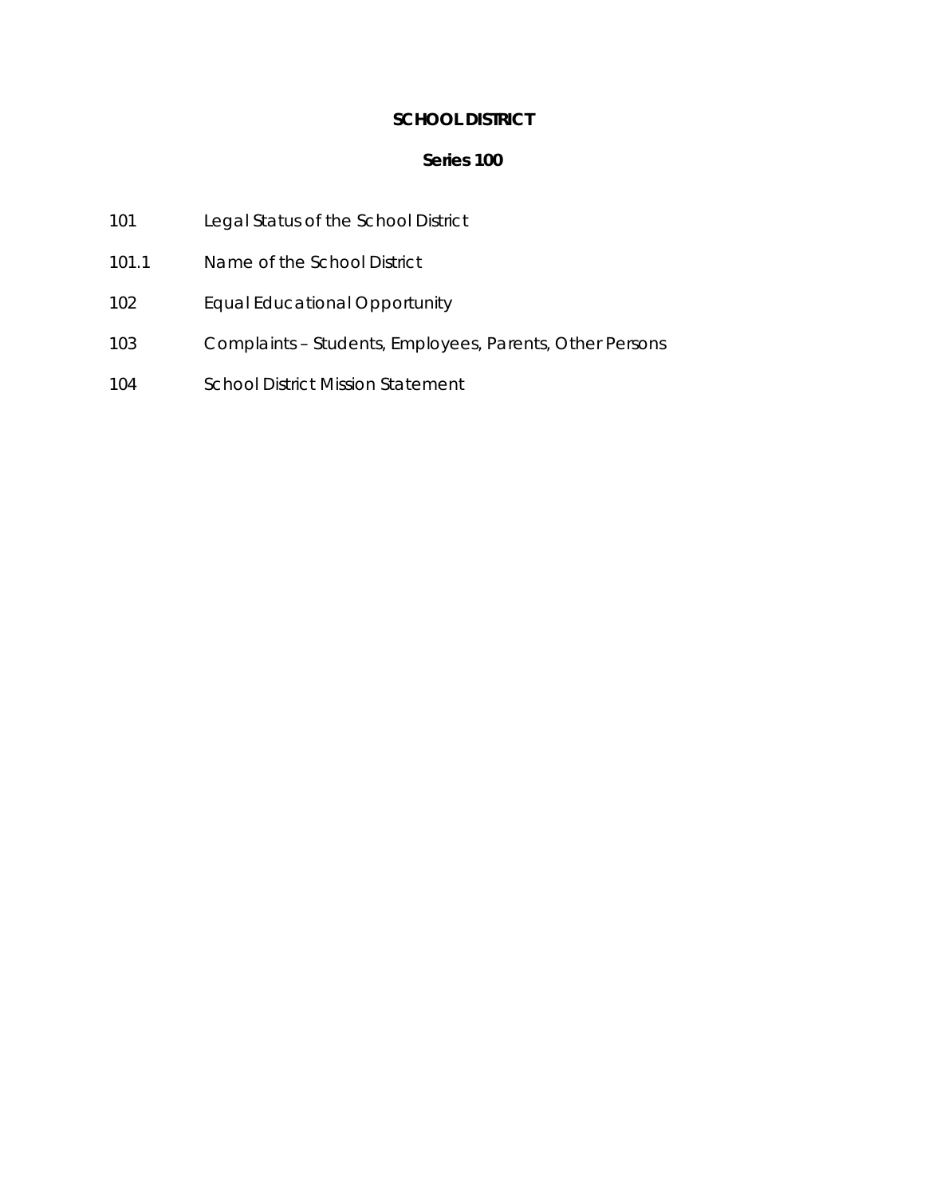**SCHOOL DISTRICT**

**Series 100**

| | |
|---|---|
| 101 | Legal Status of the School District |
| 101.1 | Name of the School District |
| 102 | Equal Educational Opportunity |
| 103 | Complaints – Students, Employees, Parents, Other Persons |
| 104 | School District Mission Statement |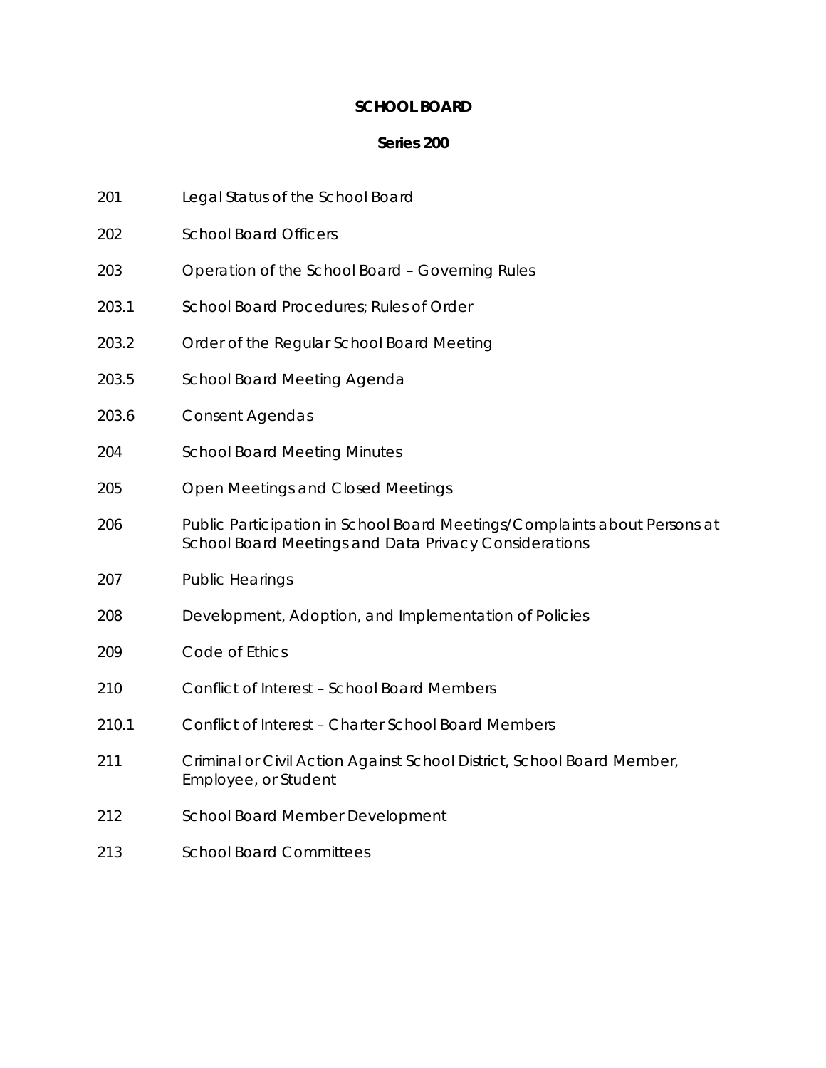# SCHOOL BOARD

## Series 200

| | |
|---|---|
| 201 | Legal Status of the School Board |
| 202 | School Board Officers |
| 203 | Operation of the School Board – Governing Rules |
| 203.1 | School Board Procedures; Rules of Order |
| 203.2 | Order of the Regular School Board Meeting |
| 203.5 | School Board Meeting Agenda |
| 203.6 | Consent Agendas |
| 204 | School Board Meeting Minutes |
| 205 | Open Meetings and Closed Meetings |
| 206 | Public Participation in School Board Meetings/Complaints about Persons at School Board Meetings and Data Privacy Considerations |
| 207 | Public Hearings |
| 208 | Development, Adoption, and Implementation of Policies |
| 209 | Code of Ethics |
| 210 | Conflict of Interest – School Board Members |
| 210.1 | Conflict of Interest – Charter School Board Members |
| 211 | Criminal or Civil Action Against School District, School Board Member, Employee, or Student |
| 212 | School Board Member Development |
| 213 | School Board Committees |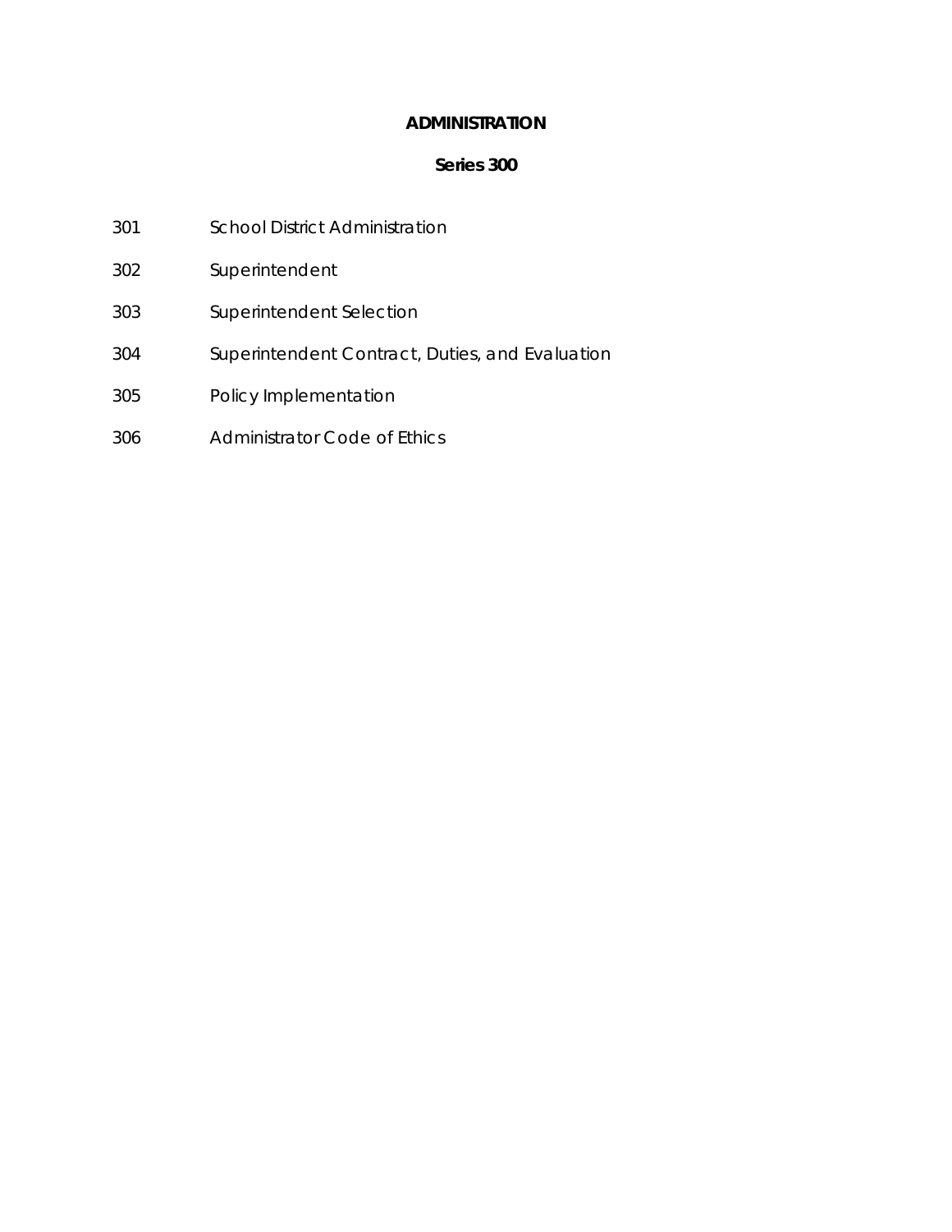# ADMINISTRATION

## Series 300

| | |
|---|---|
| 301 | School District Administration |
| 302 | Superintendent |
| 303 | Superintendent Selection |
| 304 | Superintendent Contract, Duties, and Evaluation |
| 305 | Policy Implementation |
| 306 | Administrator Code of Ethics |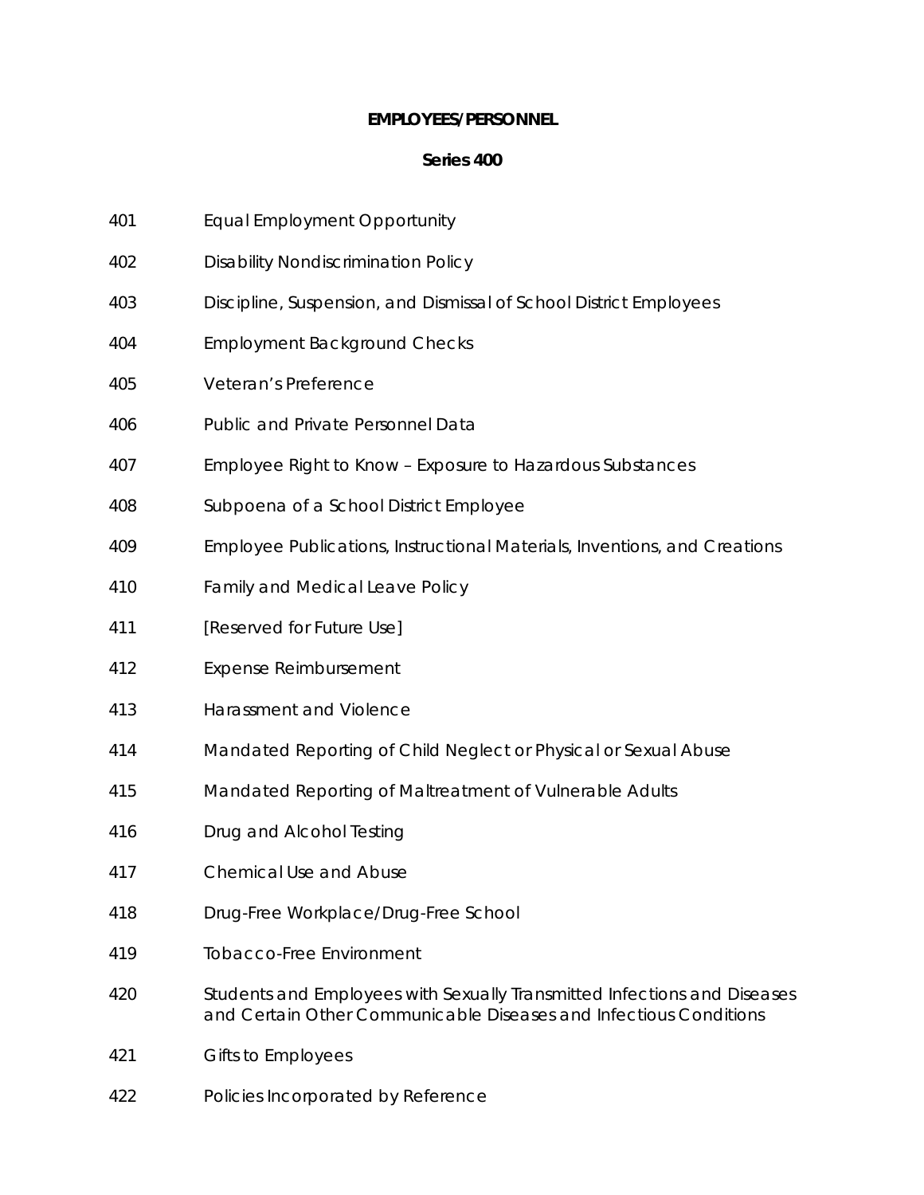# EMPLOYEES/PERSONNEL

## Series 400

| | |
|---|---|
| 401 | Equal Employment Opportunity |
| 402 | Disability Nondiscrimination Policy |
| 403 | Discipline, Suspension, and Dismissal of School District Employees |
| 404 | Employment Background Checks |
| 405 | Veteran's Preference |
| 406 | Public and Private Personnel Data |
| 407 | Employee Right to Know – Exposure to Hazardous Substances |
| 408 | Subpoena of a School District Employee |
| 409 | Employee Publications, Instructional Materials, Inventions, and Creations |
| 410 | Family and Medical Leave Policy |
| 411 | [Reserved for Future Use] |
| 412 | Expense Reimbursement |
| 413 | Harassment and Violence |
| 414 | Mandated Reporting of Child Neglect or Physical or Sexual Abuse |
| 415 | Mandated Reporting of Maltreatment of Vulnerable Adults |
| 416 | Drug and Alcohol Testing |
| 417 | Chemical Use and Abuse |
| 418 | Drug-Free Workplace/Drug-Free School |
| 419 | Tobacco-Free Environment |
| 420 | Students and Employees with Sexually Transmitted Infections and Diseases and Certain Other Communicable Diseases and Infectious Conditions |
| 421 | Gifts to Employees |
| 422 | Policies Incorporated by Reference |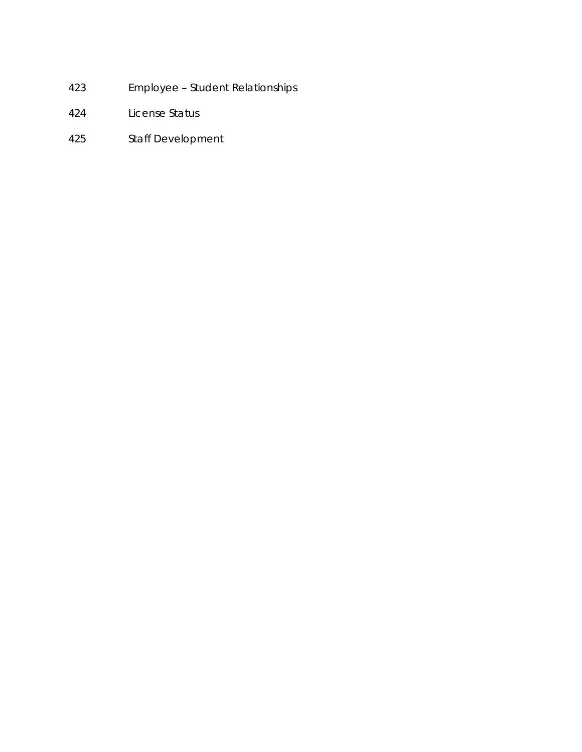423 Employee – Student Relationships

424 License Status

425 Staff Development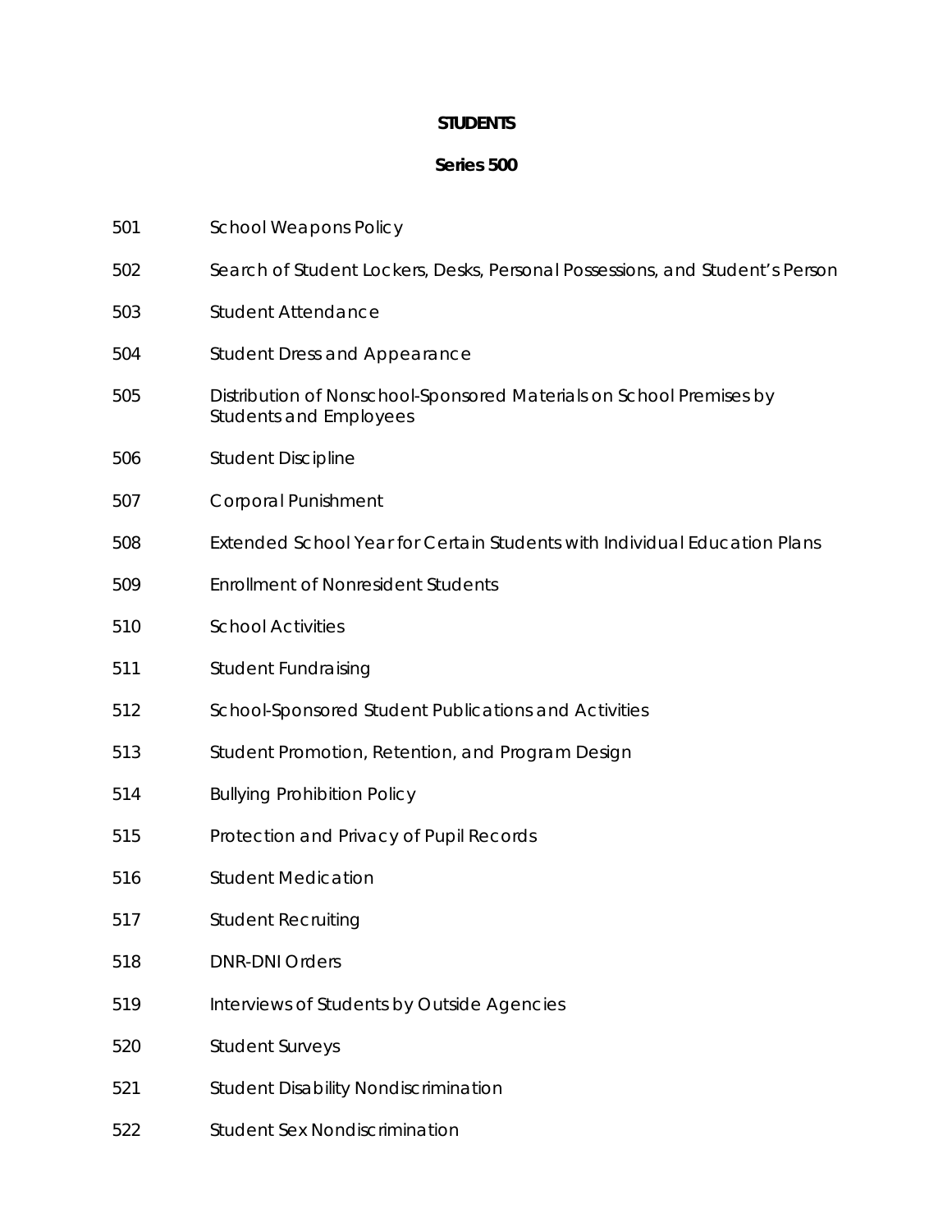# STUDENTS

## Series 500

| | |
|---|---|
| 501 | School Weapons Policy |
| 502 | Search of Student Lockers, Desks, Personal Possessions, and Student's Person |
| 503 | Student Attendance |
| 504 | Student Dress and Appearance |
| 505 | Distribution of Nonschool-Sponsored Materials on School Premises by Students and Employees |
| 506 | Student Discipline |
| 507 | Corporal Punishment |
| 508 | Extended School Year for Certain Students with Individual Education Plans |
| 509 | Enrollment of Nonresident Students |
| 510 | School Activities |
| 511 | Student Fundraising |
| 512 | School-Sponsored Student Publications and Activities |
| 513 | Student Promotion, Retention, and Program Design |
| 514 | Bullying Prohibition Policy |
| 515 | Protection and Privacy of Pupil Records |
| 516 | Student Medication |
| 517 | Student Recruiting |
| 518 | DNR-DNI Orders |
| 519 | Interviews of Students by Outside Agencies |
| 520 | Student Surveys |
| 521 | Student Disability Nondiscrimination |
| 522 | Student Sex Nondiscrimination |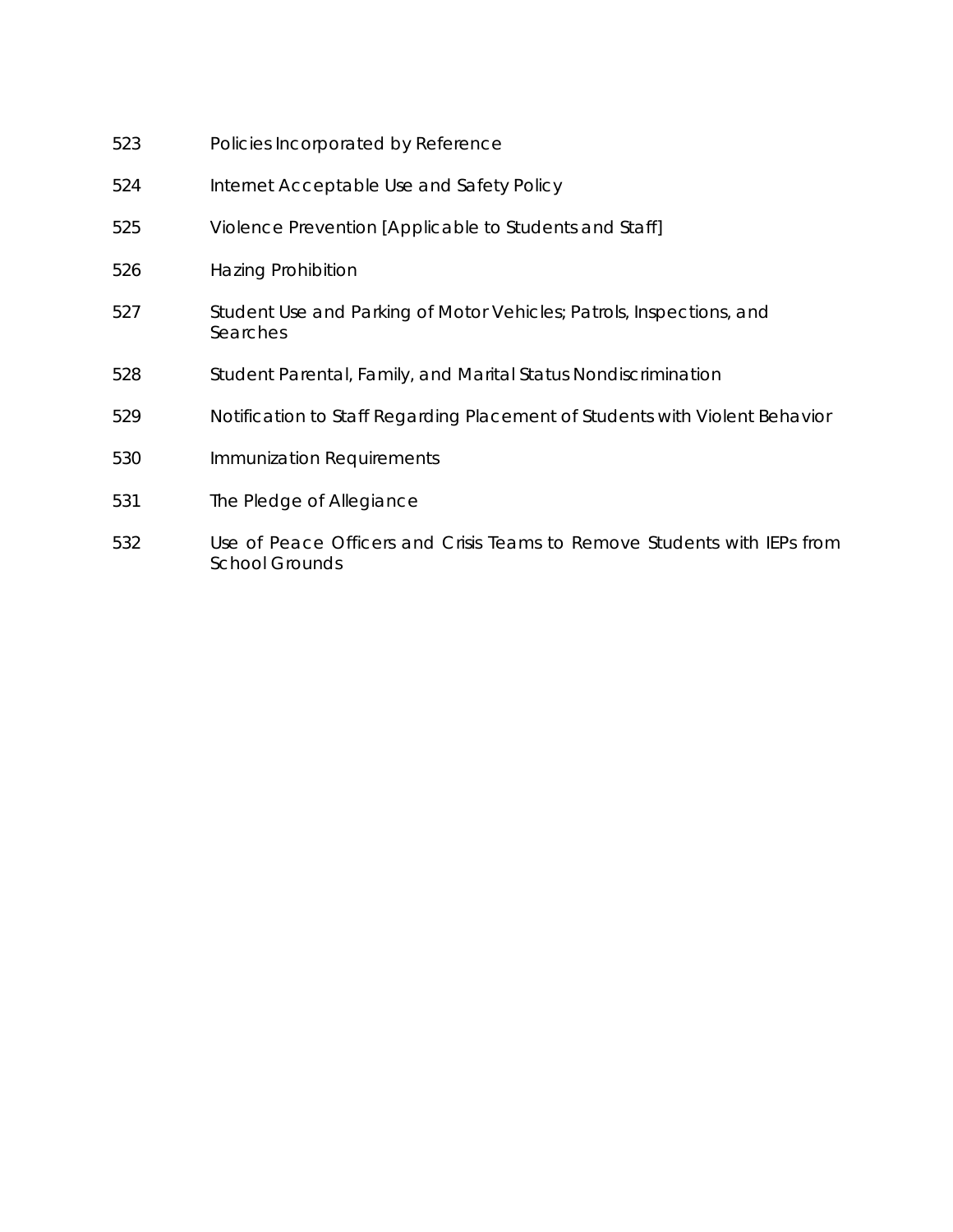523 Policies Incorporated by Reference

524 Internet Acceptable Use and Safety Policy

525 Violence Prevention [Applicable to Students and Staff]

526 Hazing Prohibition

527 Student Use and Parking of Motor Vehicles; Patrols, Inspections, and Searches

528 Student Parental, Family, and Marital Status Nondiscrimination

529 Notification to Staff Regarding Placement of Students with Violent Behavior

530 Immunization Requirements

531 The Pledge of Allegiance

532 Use of Peace Officers and Crisis Teams to Remove Students with IEPs from School Grounds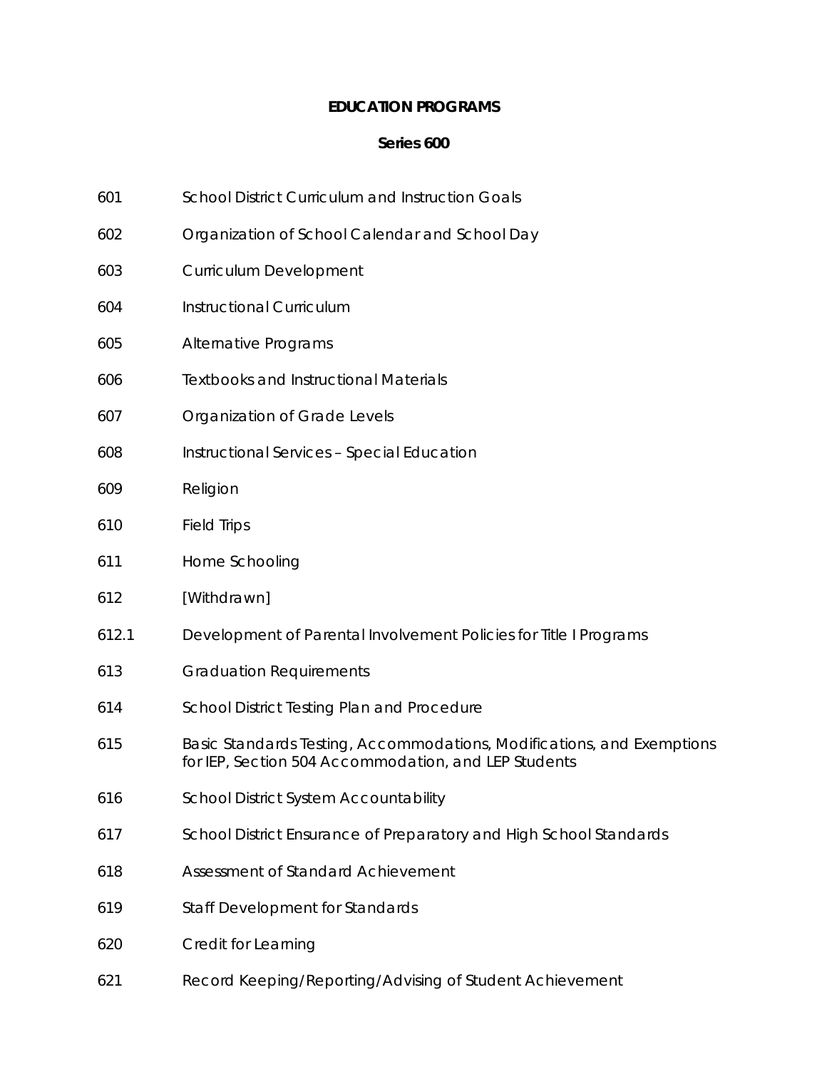**EDUCATION PROGRAMS**

**Series 600**

| | |
|---|---|
| 601 | School District Curriculum and Instruction Goals |
| 602 | Organization of School Calendar and School Day |
| 603 | Curriculum Development |
| 604 | Instructional Curriculum |
| 605 | Alternative Programs |
| 606 | Textbooks and Instructional Materials |
| 607 | Organization of Grade Levels |
| 608 | Instructional Services – Special Education |
| 609 | Religion |
| 610 | Field Trips |
| 611 | Home Schooling |
| 612 | [Withdrawn] |
| 612.1 | Development of Parental Involvement Policies for Title I Programs |
| 613 | Graduation Requirements |
| 614 | School District Testing Plan and Procedure |
| 615 | Basic Standards Testing, Accommodations, Modifications, and Exemptions for IEP, Section 504 Accommodation, and LEP Students |
| 616 | School District System Accountability |
| 617 | School District Ensurance of Preparatory and High School Standards |
| 618 | Assessment of Standard Achievement |
| 619 | Staff Development for Standards |
| 620 | Credit for Learning |
| 621 | Record Keeping/Reporting/Advising of Student Achievement |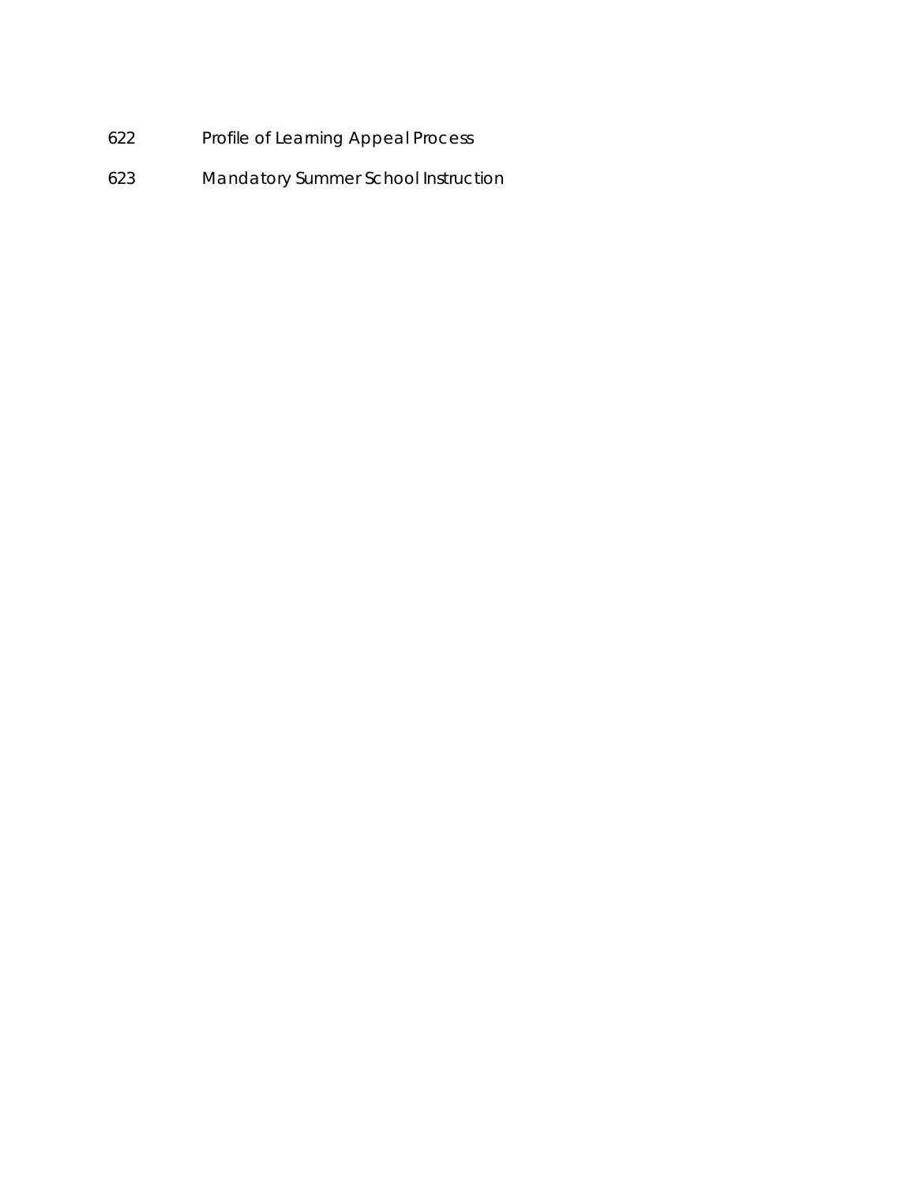622 Profile of Learning Appeal Process

623 Mandatory Summer School Instruction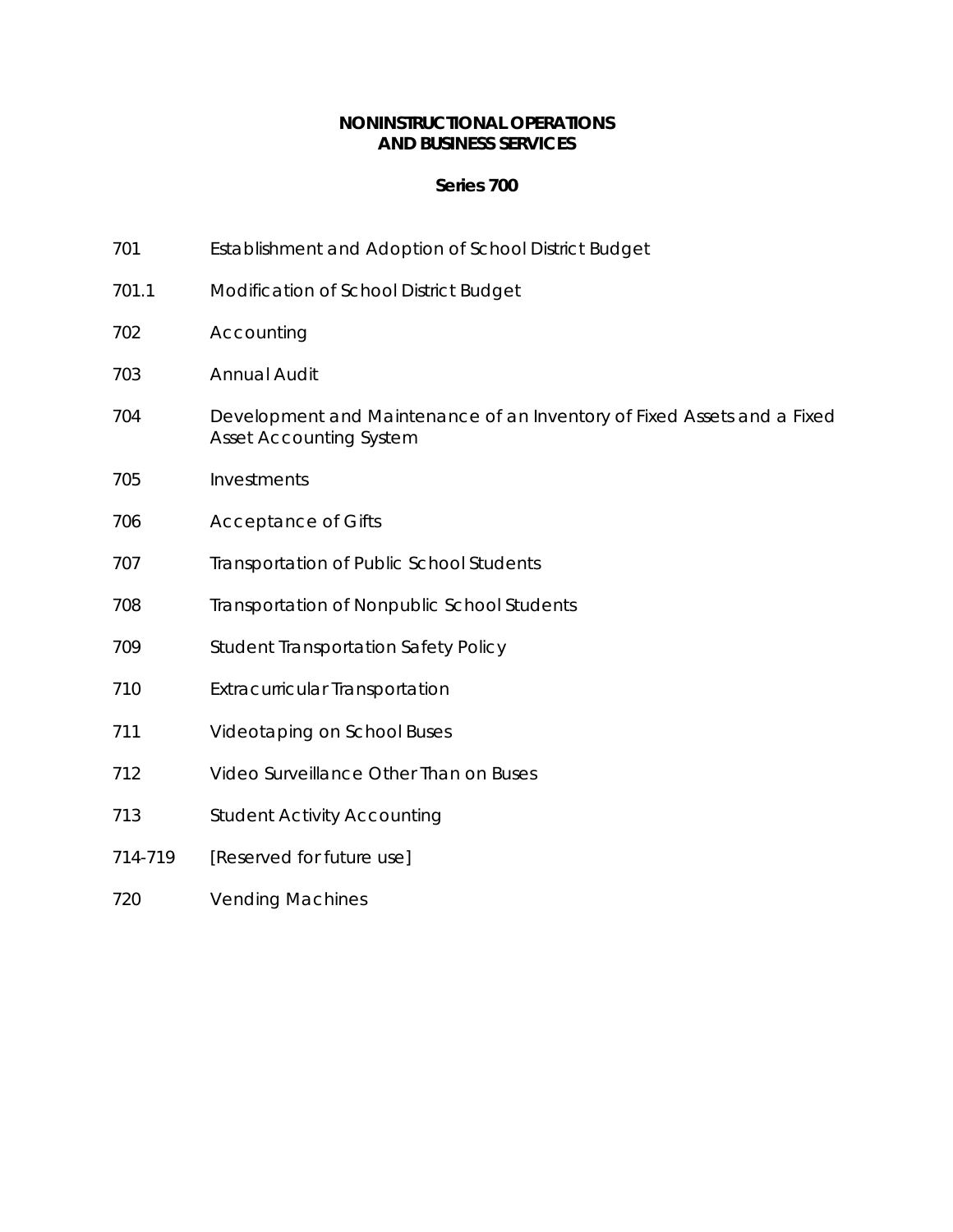# NONINSTRUCTIONAL OPERATIONS AND BUSINESS SERVICES

## Series 700

| | |
|---|---|
| 701 | Establishment and Adoption of School District Budget |
| 701.1 | Modification of School District Budget |
| 702 | Accounting |
| 703 | Annual Audit |
| 704 | Development and Maintenance of an Inventory of Fixed Assets and a Fixed Asset Accounting System |
| 705 | Investments |
| 706 | Acceptance of Gifts |
| 707 | Transportation of Public School Students |
| 708 | Transportation of Nonpublic School Students |
| 709 | Student Transportation Safety Policy |
| 710 | Extracurricular Transportation |
| 711 | Videotaping on School Buses |
| 712 | Video Surveillance Other Than on Buses |
| 713 | Student Activity Accounting |
| 714-719 | [Reserved for future use] |
| 720 | Vending Machines |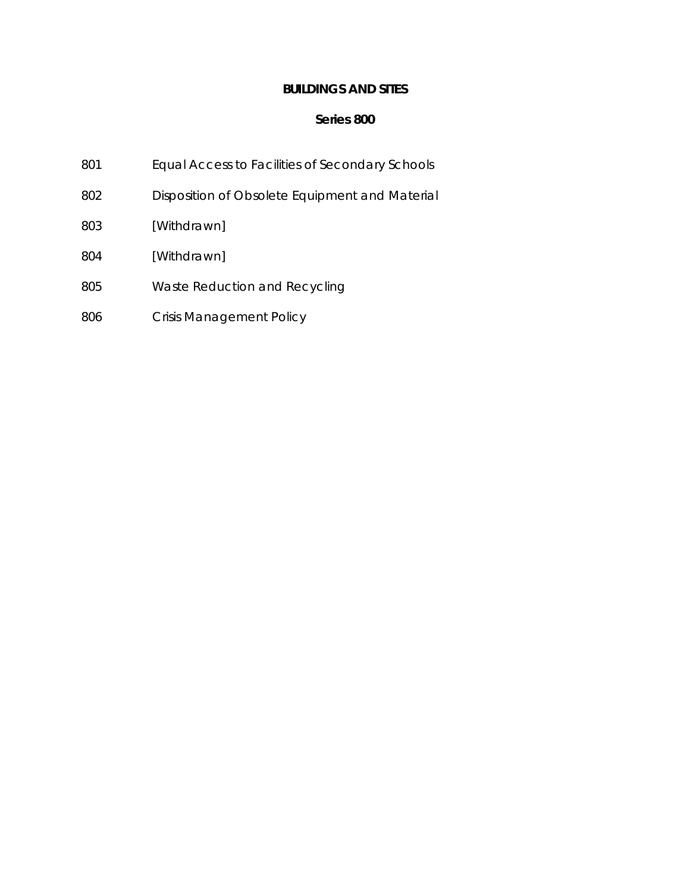# BUILDINGS AND SITES

## Series 800

| | |
|---|---|
| 801 | Equal Access to Facilities of Secondary Schools |
| 802 | Disposition of Obsolete Equipment and Material |
| 803 | [Withdrawn] |
| 804 | [Withdrawn] |
| 805 | Waste Reduction and Recycling |
| 806 | Crisis Management Policy |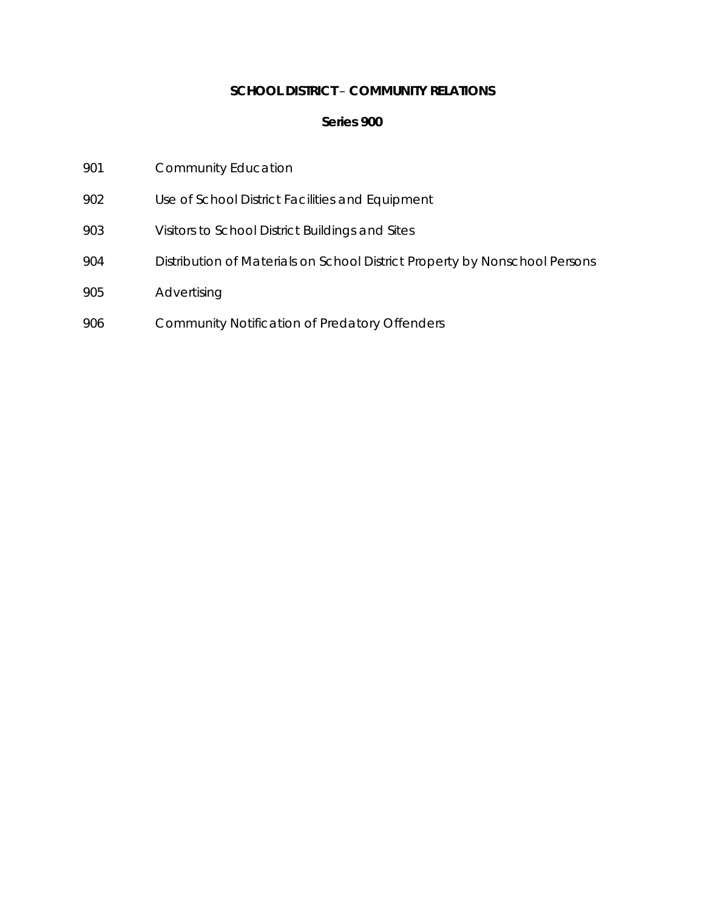# SCHOOL DISTRICT – COMMUNITY RELATIONS

## Series 900

| | |
|---|---|
| 901 | Community Education |
| 902 | Use of School District Facilities and Equipment |
| 903 | Visitors to School District Buildings and Sites |
| 904 | Distribution of Materials on School District Property by Nonschool Persons |
| 905 | Advertising |
| 906 | Community Notification of Predatory Offenders |